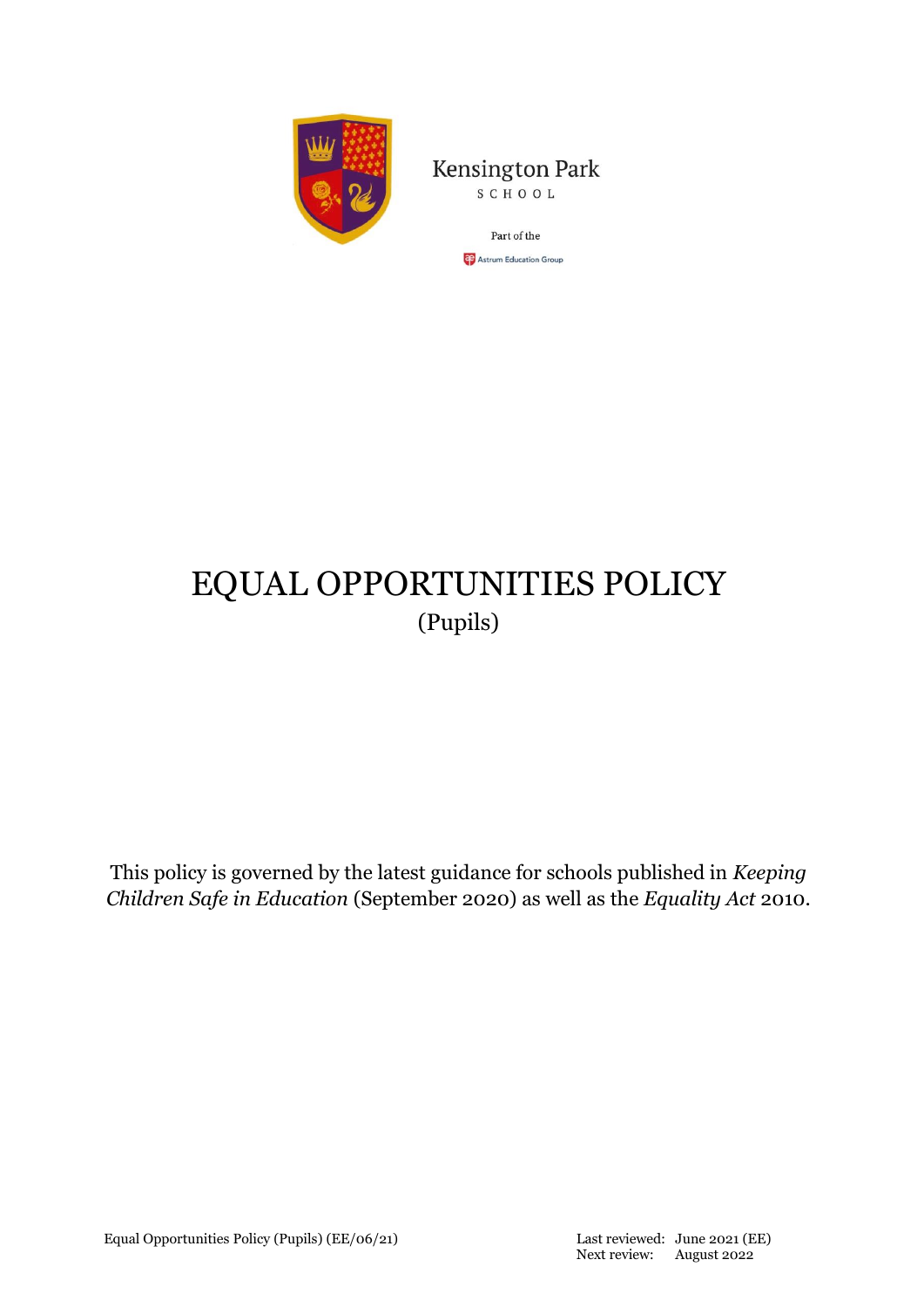Kensington Park

SCHOOL

Part of the

Astrum Education Group

# EQUAL OPPORTUNITIES POLICY

(Pupils)

This policy is governed by the latest guidance for schools published in *Keeping Children Safe in Education* (September 2020) as well as the *Equality Act* 2010.

Equal Opportunities Policy (Pupils) (EE/06/21)

Last reviewed: June 2021 (EE)
Next review: August 2022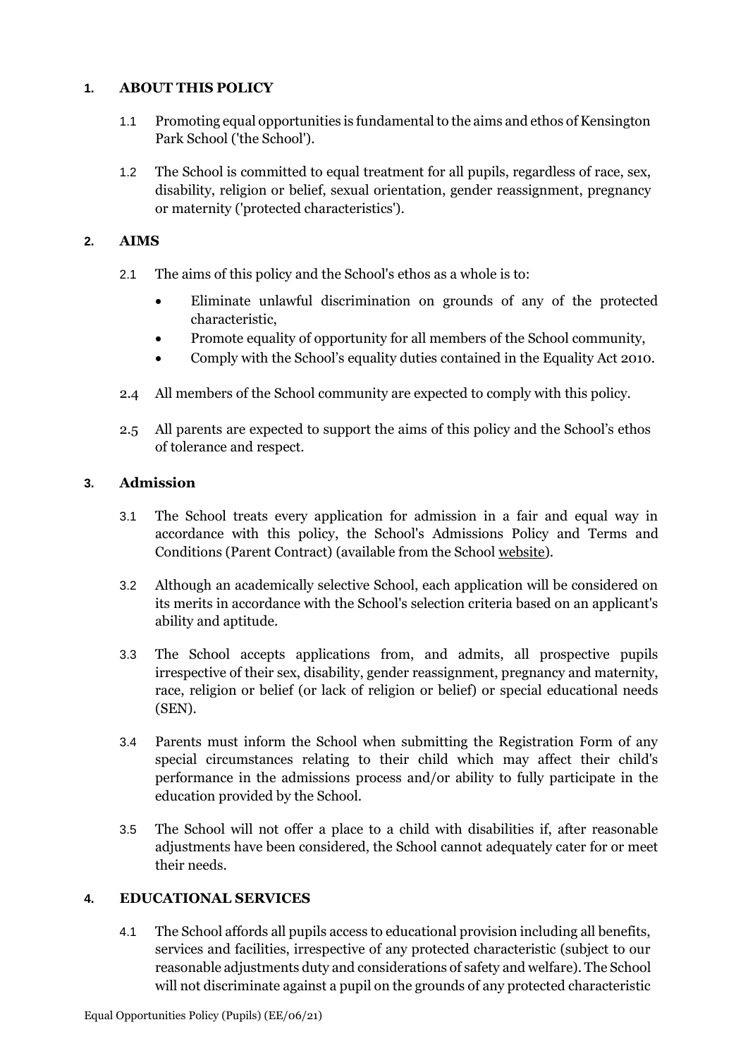## 1. ABOUT THIS POLICY

1.1 Promoting equal opportunities is fundamental to the aims and ethos of Kensington Park School ('the School').

1.2 The School is committed to equal treatment for all pupils, regardless of race, sex, disability, religion or belief, sexual orientation, gender reassignment, pregnancy or maternity ('protected characteristics').

## 2. AIMS

2.1 The aims of this policy and the School's ethos as a whole is to:

- Eliminate unlawful discrimination on grounds of any of the protected characteristic,
- Promote equality of opportunity for all members of the School community,
- Comply with the School's equality duties contained in the Equality Act 2010.

2.4 All members of the School community are expected to comply with this policy.

2.5 All parents are expected to support the aims of this policy and the School's ethos of tolerance and respect.

## 3. Admission

3.1 The School treats every application for admission in a fair and equal way in accordance with this policy, the School's Admissions Policy and Terms and Conditions (Parent Contract) (available from the School website).

3.2 Although an academically selective School, each application will be considered on its merits in accordance with the School's selection criteria based on an applicant's ability and aptitude.

3.3 The School accepts applications from, and admits, all prospective pupils irrespective of their sex, disability, gender reassignment, pregnancy and maternity, race, religion or belief (or lack of religion or belief) or special educational needs (SEN).

3.4 Parents must inform the School when submitting the Registration Form of any special circumstances relating to their child which may affect their child's performance in the admissions process and/or ability to fully participate in the education provided by the School.

3.5 The School will not offer a place to a child with disabilities if, after reasonable adjustments have been considered, the School cannot adequately cater for or meet their needs.

## 4. EDUCATIONAL SERVICES

4.1 The School affords all pupils access to educational provision including all benefits, services and facilities, irrespective of any protected characteristic (subject to our reasonable adjustments duty and considerations of safety and welfare). The School will not discriminate against a pupil on the grounds of any protected characteristic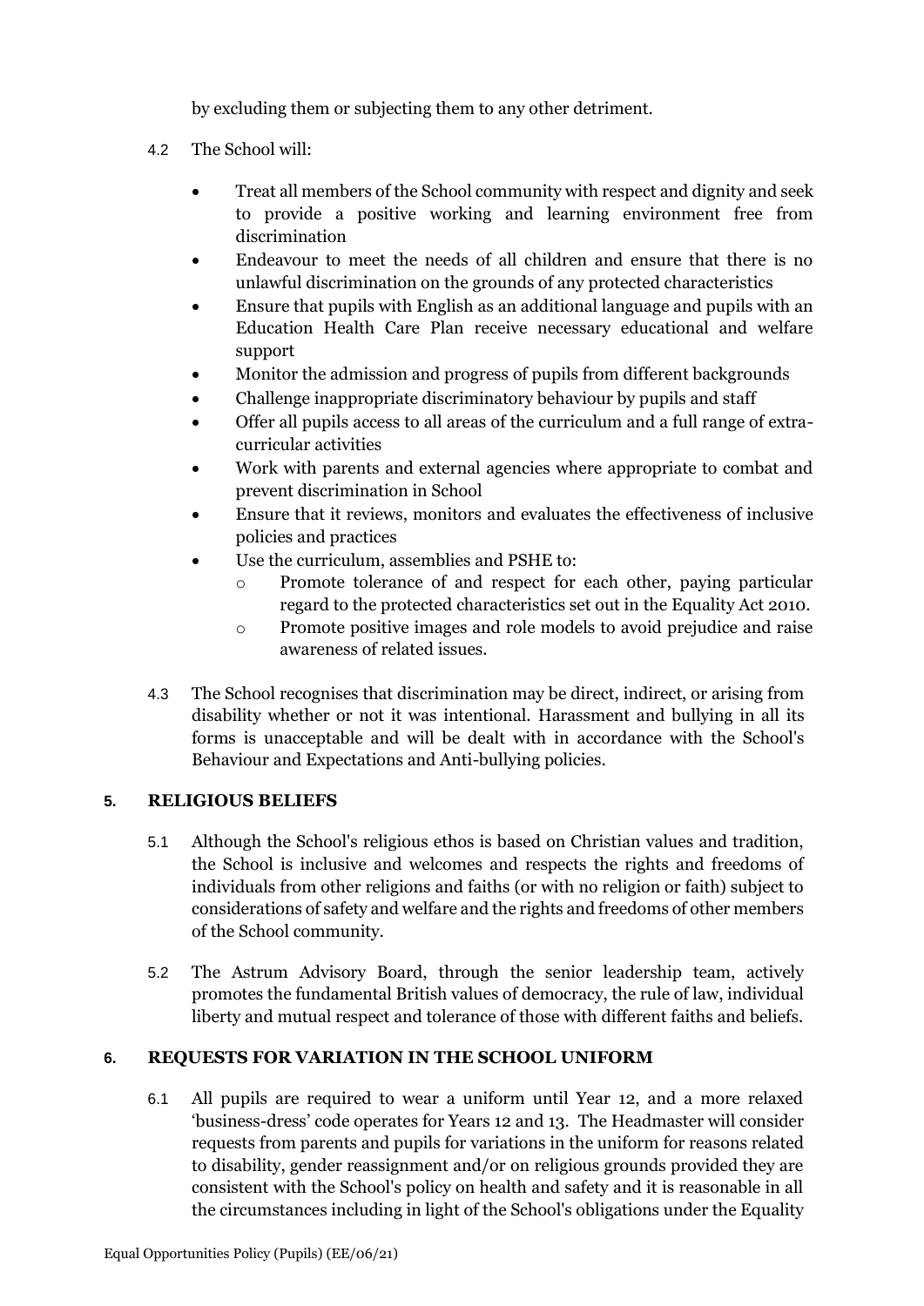by excluding them or subjecting them to any other detriment.

4.2 The School will:

- Treat all members of the School community with respect and dignity and seek to provide a positive working and learning environment free from discrimination
- Endeavour to meet the needs of all children and ensure that there is no unlawful discrimination on the grounds of any protected characteristics
- Ensure that pupils with English as an additional language and pupils with an Education Health Care Plan receive necessary educational and welfare support
- Monitor the admission and progress of pupils from different backgrounds
- Challenge inappropriate discriminatory behaviour by pupils and staff
- Offer all pupils access to all areas of the curriculum and a full range of extra-curricular activities
- Work with parents and external agencies where appropriate to combat and prevent discrimination in School
- Ensure that it reviews, monitors and evaluates the effectiveness of inclusive policies and practices
- Use the curriculum, assemblies and PSHE to:
    - Promote tolerance of and respect for each other, paying particular regard to the protected characteristics set out in the Equality Act 2010.
    - Promote positive images and role models to avoid prejudice and raise awareness of related issues.

4.3 The School recognises that discrimination may be direct, indirect, or arising from disability whether or not it was intentional. Harassment and bullying in all its forms is unacceptable and will be dealt with in accordance with the School's Behaviour and Expectations and Anti-bullying policies.

## 5. RELIGIOUS BELIEFS

5.1 Although the School's religious ethos is based on Christian values and tradition, the School is inclusive and welcomes and respects the rights and freedoms of individuals from other religions and faiths (or with no religion or faith) subject to considerations of safety and welfare and the rights and freedoms of other members of the School community.

5.2 The Astrum Advisory Board, through the senior leadership team, actively promotes the fundamental British values of democracy, the rule of law, individual liberty and mutual respect and tolerance of those with different faiths and beliefs.

## 6. REQUESTS FOR VARIATION IN THE SCHOOL UNIFORM

6.1 All pupils are required to wear a uniform until Year 12, and a more relaxed 'business-dress' code operates for Years 12 and 13. The Headmaster will consider requests from parents and pupils for variations in the uniform for reasons related to disability, gender reassignment and/or on religious grounds provided they are consistent with the School's policy on health and safety and it is reasonable in all the circumstances including in light of the School's obligations under the Equality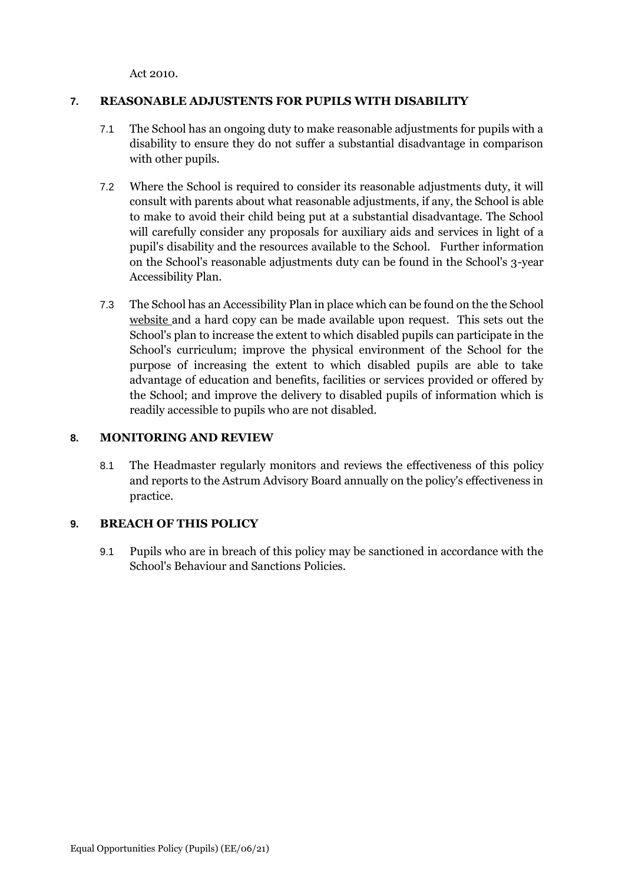Act 2010.

## 7. REASONABLE ADJUSTENTS FOR PUPILS WITH DISABILITY

7.1 The School has an ongoing duty to make reasonable adjustments for pupils with a disability to ensure they do not suffer a substantial disadvantage in comparison with other pupils.

7.2 Where the School is required to consider its reasonable adjustments duty, it will consult with parents about what reasonable adjustments, if any, the School is able to make to avoid their child being put at a substantial disadvantage. The School will carefully consider any proposals for auxiliary aids and services in light of a pupil's disability and the resources available to the School. Further information on the School's reasonable adjustments duty can be found in the School's 3-year Accessibility Plan.

7.3 The School has an Accessibility Plan in place which can be found on the the School website and a hard copy can be made available upon request. This sets out the School's plan to increase the extent to which disabled pupils can participate in the School's curriculum; improve the physical environment of the School for the purpose of increasing the extent to which disabled pupils are able to take advantage of education and benefits, facilities or services provided or offered by the School; and improve the delivery to disabled pupils of information which is readily accessible to pupils who are not disabled.

## 8. MONITORING AND REVIEW

8.1 The Headmaster regularly monitors and reviews the effectiveness of this policy and reports to the Astrum Advisory Board annually on the policy's effectiveness in practice.

## 9. BREACH OF THIS POLICY

9.1 Pupils who are in breach of this policy may be sanctioned in accordance with the School's Behaviour and Sanctions Policies.